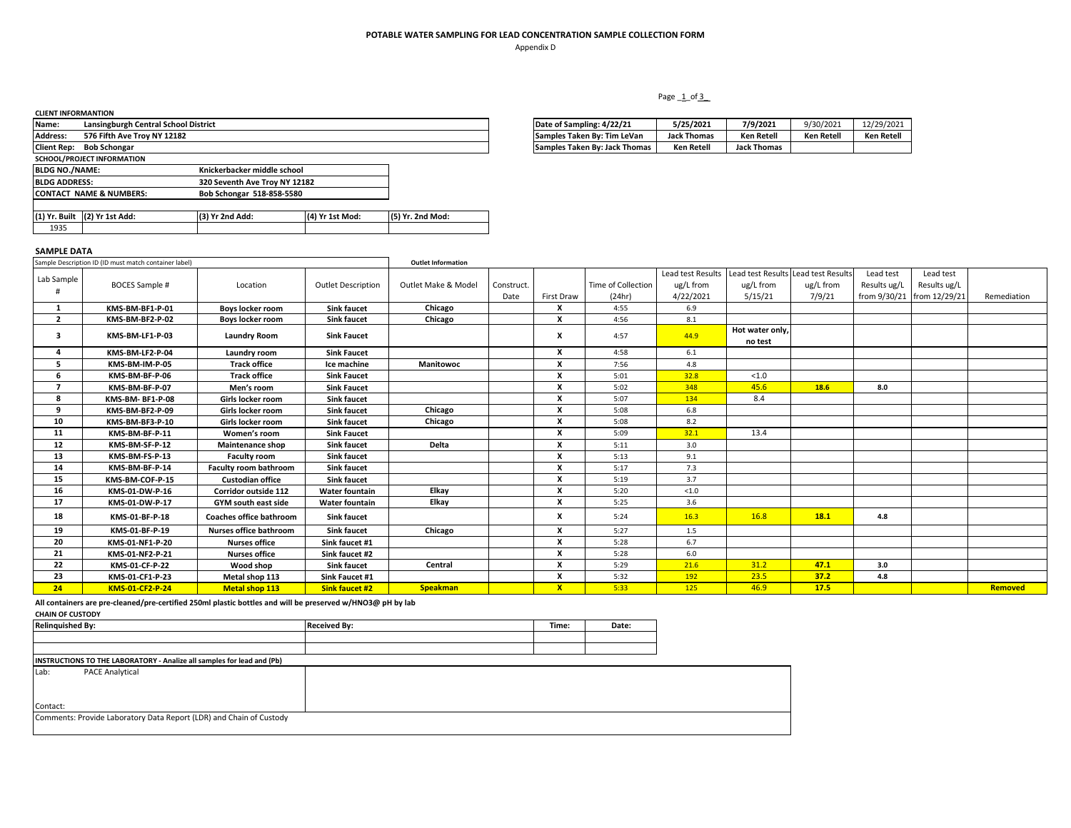# POTABLE WATER SAMPLING FOR LEAD CONCENTRATION SAMPLE COLLECTION FORM

Appendix D

Page _1_ of 3_

**CLIENT INFORMANTION**

| | |
|---|---|
| **Name:** | **Lansingburgh Central School District** |
| **Address:** | **576 Fifth Ave Troy NY 12182** |
| **Client Rep:** | **Bob Schongar** |

| | | | | |
|---|---|---|---|---|
| **Date of Sampling: 4/22/21** | **5/25/2021** | **7/9/2021** | 9/30/2021 | 12/29/2021 |
| **Samples Taken By: Tim LeVan** | **Jack Thomas** | **Ken Retell** | **Ken Retell** | **Ken Retell** |
| **Samples Taken By: Jack Thomas** | **Ken Retell** | **Jack Thomas** | | |

**SCHOOL/PROJECT INFORMATION**

| | |
|---|---|
| **BLDG NO./NAME:** | **Knickerbacker middle school** |
| **BLDG ADDRESS:** | **320 Seventh Ave Troy NY 12182** |
| **CONTACT NAME & NUMBERS:** | **Bob Schongar 518-858-5580** |

| (1) Yr. Built | (2) Yr 1st Add: | (3) Yr 2nd Add: | (4) Yr 1st Mod: | (5) Yr. 2nd Mod: |
|---|---|---|---|---|
| 1935 | | | | |

**SAMPLE DATA**

| Lab Sample # | BOCES Sample # | Location | Outlet Description | Outlet Make & Model | Construct. Date | First Draw | Time of Collection (24hr) | Lead test Results ug/L from 4/22/2021 | Lead test Results ug/L from 5/15/21 | Lead test Results ug/L from 7/9/21 | Lead test Results ug/L from 9/30/21 | Lead test Results ug/L from 12/29/21 | Remediation |
|---|---|---|---|---|---|---|---|---|---|---|---|---|---|
| **1** | **KMS-BM-BF1-P-01** | **Boys locker room** | **Sink faucet** | **Chicago** | | **X** | 4:55 | 6.9 | | | | | |
| **2** | **KMS-BM-BF2-P-02** | **Boys locker room** | **Sink faucet** | **Chicago** | | **X** | 4:56 | 8.1 | | | | | |
| **3** | **KMS-BM-LF1-P-03** | **Laundry Room** | **Sink Faucet** | | | **X** | 4:57 | 44.9 | **Hot water only, no test** | | | | |
| **4** | **KMS-BM-LF2-P-04** | **Laundry room** | **Sink Faucet** | | | **X** | 4:58 | 6.1 | | | | | |
| **5** | **KMS-BM-IM-P-05** | **Track office** | **Ice machine** | **Manitowoc** | | **X** | 7:56 | 4.8 | | | | | |
| **6** | **KMS-BM-BF-P-06** | **Track office** | **Sink Faucet** | | | **X** | 5:01 | 32.8 | <1.0 | | | | |
| **7** | **KMS-BM-BF-P-07** | **Men's room** | **Sink Faucet** | | | **X** | 5:02 | 348 | 45.6 | **18.6** | **8.0** | | |
| **8** | **KMS-BM- BF1-P-08** | **Girls locker room** | **Sink faucet** | | | **X** | 5:07 | 134 | 8.4 | | | | |
| **9** | **KMS-BM-BF2-P-09** | **Girls locker room** | **Sink faucet** | **Chicago** | | **X** | 5:08 | 6.8 | | | | | |
| **10** | **KMS-BM-BF3-P-10** | **Girls locker room** | **Sink faucet** | **Chicago** | | **X** | 5:08 | 8.2 | | | | | |
| **11** | **KMS-BM-BF-P-11** | **Women's room** | **Sink Faucet** | | | **X** | 5:09 | 32.1 | 13.4 | | | | |
| **12** | **KMS-BM-SF-P-12** | **Maintenance shop** | **Sink faucet** | **Delta** | | **X** | 5:11 | 3.0 | | | | | |
| **13** | **KMS-BM-FS-P-13** | **Faculty room** | **Sink faucet** | | | **X** | 5:13 | 9.1 | | | | | |
| **14** | **KMS-BM-BF-P-14** | **Faculty room bathroom** | **Sink faucet** | | | **X** | 5:17 | 7.3 | | | | | |
| **15** | **KMS-BM-COF-P-15** | **Custodian office** | **Sink faucet** | | | **X** | 5:19 | 3.7 | | | | | |
| **16** | **KMS-01-DW-P-16** | **Corridor outside 112** | **Water fountain** | **Elkay** | | **X** | 5:20 | <1.0 | | | | | |
| **17** | **KMS-01-DW-P-17** | **GYM south east side** | **Water fountain** | **Elkay** | | **X** | 5:25 | 3.6 | | | | | |
| **18** | **KMS-01-BF-P-18** | **Coaches office bathroom** | **Sink faucet** | | | **X** | 5:24 | 16.3 | 16.8 | **18.1** | **4.8** | | |
| **19** | **KMS-01-BF-P-19** | **Nurses office bathroom** | **Sink faucet** | **Chicago** | | **X** | 5:27 | 1.5 | | | | | |
| **20** | **KMS-01-NF1-P-20** | **Nurses office** | **Sink faucet #1** | | | **X** | 5:28 | 6.7 | | | | | |
| **21** | **KMS-01-NF2-P-21** | **Nurses office** | **Sink faucet #2** | | | **X** | 5:28 | 6.0 | | | | | |
| **22** | **KMS-01-CF-P-22** | **Wood shop** | **Sink faucet** | **Central** | | **X** | 5:29 | 21.6 | 31.2 | **47.1** | **3.0** | | |
| **23** | **KMS-01-CF1-P-23** | **Metal shop 113** | **Sink Faucet #1** | | | **X** | 5:32 | 192 | 23.5 | **37.2** | **4.8** | | |
| **24** | **KMS-01-CF2-P-24** | **Metal shop 113** | **Sink faucet #2** | **Speakman** | | **X** | 5:33 | 125 | 46.9 | **17.5** | | | **Removed** |

**All containers are pre-cleaned/pre-certified 250ml plastic bottles and will be preserved w/HNO3@ pH by lab**

**CHAIN OF CUSTODY**

| Relinquished By: | Received By: | Time: | Date: |
|---|---|---|---|
| | | | |
| | | | |

**INSTRUCTIONS TO THE LABORATORY - Analize all samples for lead and (Pb)**

Lab: PACE Analytical

Contact:

Comments: Provide Laboratory Data Report (LDR) and Chain of Custody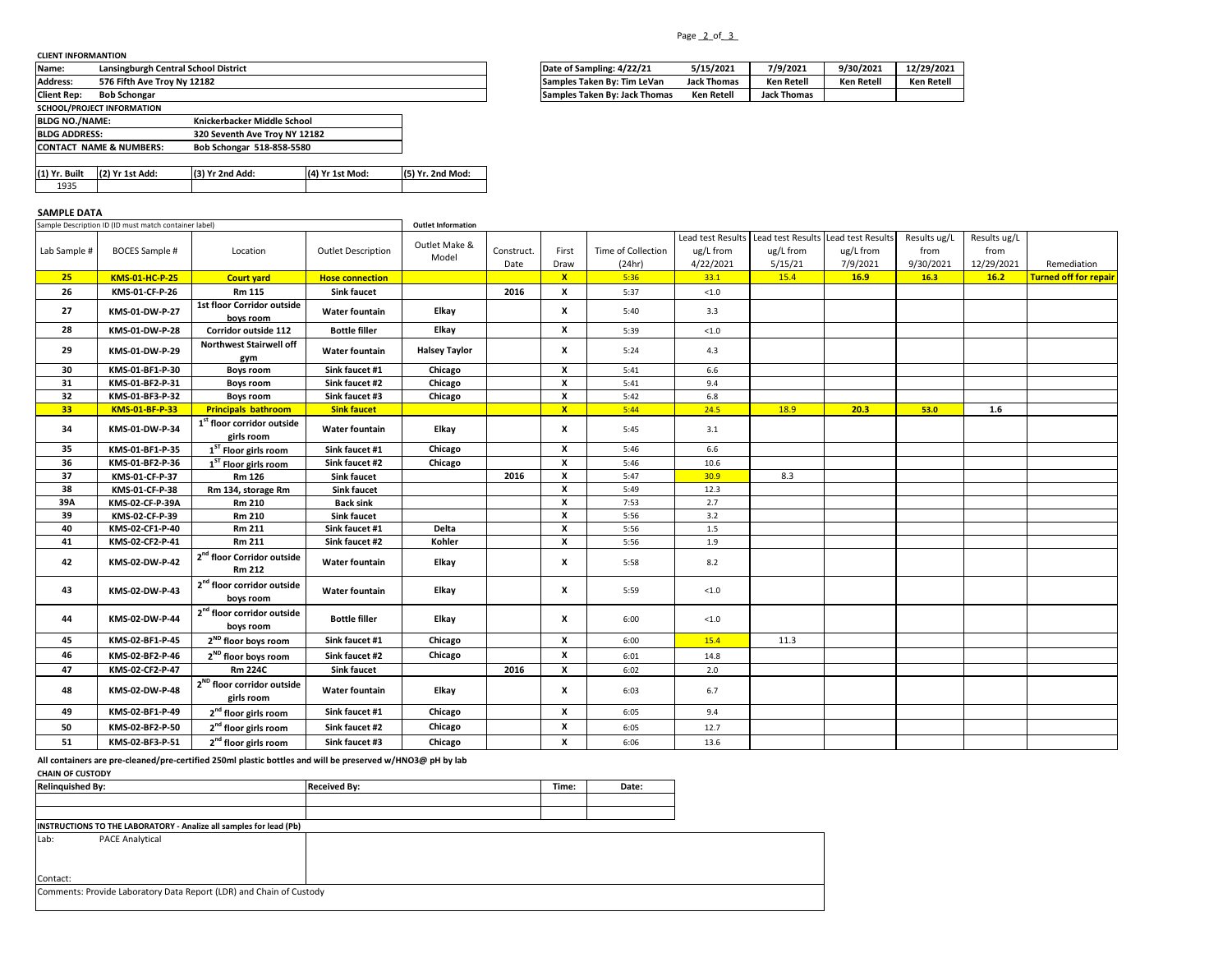**CLIENT INFORMANTION**

| | |
|---|---|
| **Name:** | **Lansingburgh Central School District** |
| **Address:** | **576 Fifth Ave Troy Ny 12182** |
| **Client Rep:** | **Bob Schongar** |

| | | | | |
|---|---|---|---|---|
| **Date of Sampling: 4/22/21** | **5/15/2021** | **7/9/2021** | **9/30/2021** | **12/29/2021** |
| **Samples Taken By: Tim LeVan** | **Jack Thomas** | **Ken Retell** | **Ken Retell** | **Ken Retell** |
| **Samples Taken By: Jack Thomas** | **Ken Retell** | **Jack Thomas** | | |

**SCHOOL/PROJECT INFORMATION**

| | |
|---|---|
| **BLDG NO./NAME:** | **Knickerbacker Middle School** |
| **BLDG ADDRESS:** | **320 Seventh Ave Troy NY 12182** |
| **CONTACT NAME & NUMBERS:** | **Bob Schongar 518-858-5580** |

| (1) Yr. Built | (2) Yr 1st Add: | (3) Yr 2nd Add: | (4) Yr 1st Mod: | (5) Yr. 2nd Mod: |
|---|---|---|---|---|
| 1935 | | | | |

**SAMPLE DATA**

Sample Description ID (ID must match container label) — **Outlet Information**

| Lab Sample # | BOCES Sample # | Location | Outlet Description | Outlet Make & Model | Construct. Date | First Draw | Time of Collection (24hr) | Lead test Results ug/L from 4/22/2021 | Lead test Results ug/L from 5/15/21 | Lead test Results ug/L from 7/9/2021 | Results ug/L from 9/30/2021 | Results ug/L from 12/29/2021 | Remediation |
|---|---|---|---|---|---|---|---|---|---|---|---|---|---|
| **25** | **KMS-01-HC-P-25** | **Court yard** | **Hose connection** | | | **X** | 5:36 | 33.1 | 15.4 | 16.9 | 16.3 | 16.2 | **Turned off for repair** |
| **26** | **KMS-01-CF-P-26** | **Rm 115** | **Sink faucet** | | **2016** | **X** | 5:37 | <1.0 | | | | | |
| **27** | **KMS-01-DW-P-27** | **1st floor Corridor outside boys room** | **Water fountain** | **Elkay** | | **X** | 5:40 | 3.3 | | | | | |
| **28** | **KMS-01-DW-P-28** | **Corridor outside 112** | **Bottle filler** | **Elkay** | | **X** | 5:39 | <1.0 | | | | | |
| **29** | **KMS-01-DW-P-29** | **Northwest Stairwell off gym** | **Water fountain** | **Halsey Taylor** | | **X** | 5:24 | 4.3 | | | | | |
| **30** | **KMS-01-BF1-P-30** | **Boys room** | **Sink faucet #1** | **Chicago** | | **X** | 5:41 | 6.6 | | | | | |
| **31** | **KMS-01-BF2-P-31** | **Boys room** | **Sink faucet #2** | **Chicago** | | **X** | 5:41 | 9.4 | | | | | |
| **32** | **KMS-01-BF3-P-32** | **Boys room** | **Sink faucet #3** | **Chicago** | | **X** | 5:42 | 6.8 | | | | | |
| **33** | **KMS-01-BF-P-33** | **Principals bathroom** | **Sink faucet** | | | **X** | 5:44 | 24.5 | 18.9 | 20.3 | 53.0 | 1.6 | |
| **34** | **KMS-01-DW-P-34** | **1st floor corridor outside girls room** | **Water fountain** | **Elkay** | | **X** | 5:45 | 3.1 | | | | | |
| **35** | **KMS-01-BF1-P-35** | **1ST Floor girls room** | **Sink faucet #1** | **Chicago** | | **X** | 5:46 | 6.6 | | | | | |
| **36** | **KMS-01-BF2-P-36** | **1ST Floor girls room** | **Sink faucet #2** | **Chicago** | | **X** | 5:46 | 10.6 | | | | | |
| **37** | **KMS-01-CF-P-37** | **Rm 126** | **Sink faucet** | | **2016** | **X** | 5:47 | 30.9 | 8.3 | | | | |
| **38** | **KMS-01-CF-P-38** | **Rm 134, storage Rm** | **Sink faucet** | | | **X** | 5:49 | 12.3 | | | | | |
| **39A** | **KMS-02-CF-P-39A** | **Rm 210** | **Back sink** | | | **X** | 7:53 | 2.7 | | | | | |
| **39** | **KMS-02-CF-P-39** | **Rm 210** | **Sink faucet** | | | **X** | 5:56 | 3.2 | | | | | |
| **40** | **KMS-02-CF1-P-40** | **Rm 211** | **Sink faucet #1** | **Delta** | | **X** | 5:56 | 1.5 | | | | | |
| **41** | **KMS-02-CF2-P-41** | **Rm 211** | **Sink faucet #2** | **Kohler** | | **X** | 5:56 | 1.9 | | | | | |
| **42** | **KMS-02-DW-P-42** | **2nd floor Corridor outside Rm 212** | **Water fountain** | **Elkay** | | **X** | 5:58 | 8.2 | | | | | |
| **43** | **KMS-02-DW-P-43** | **2nd floor corridor outside boys room** | **Water fountain** | **Elkay** | | **X** | 5:59 | <1.0 | | | | | |
| **44** | **KMS-02-DW-P-44** | **2nd floor corridor outside boys room** | **Bottle filler** | **Elkay** | | **X** | 6:00 | <1.0 | | | | | |
| **45** | **KMS-02-BF1-P-45** | **2ND floor boys room** | **Sink faucet #1** | **Chicago** | | **X** | 6:00 | 15.4 | 11.3 | | | | |
| **46** | **KMS-02-BF2-P-46** | **2ND floor boys room** | **Sink faucet #2** | **Chicago** | | **X** | 6:01 | 14.8 | | | | | |
| **47** | **KMS-02-CF2-P-47** | **Rm 224C** | **Sink faucet** | | **2016** | **X** | 6:02 | 2.0 | | | | | |
| **48** | **KMS-02-DW-P-48** | **2ND floor corridor outside girls room** | **Water fountain** | **Elkay** | | **X** | 6:03 | 6.7 | | | | | |
| **49** | **KMS-02-BF1-P-49** | **2nd floor girls room** | **Sink faucet #1** | **Chicago** | | **X** | 6:05 | 9.4 | | | | | |
| **50** | **KMS-02-BF2-P-50** | **2nd floor girls room** | **Sink faucet #2** | **Chicago** | | **X** | 6:05 | 12.7 | | | | | |
| **51** | **KMS-02-BF3-P-51** | **2nd floor girls room** | **Sink faucet #3** | **Chicago** | | **X** | 6:06 | 13.6 | | | | | |

**All containers are pre-cleaned/pre-certified 250ml plastic bottles and will be preserved w/HNO3@ pH by lab**

**CHAIN OF CUSTODY**

| Relinquished By: | Received By: | Time: | Date: |
|---|---|---|---|
| | | | |
| | | | |

**INSTRUCTIONS TO THE LABORATORY - Analize all samples for lead (Pb)**

Lab: PACE Analytical

Contact:

Comments: Provide Laboratory Data Report (LDR) and Chain of Custody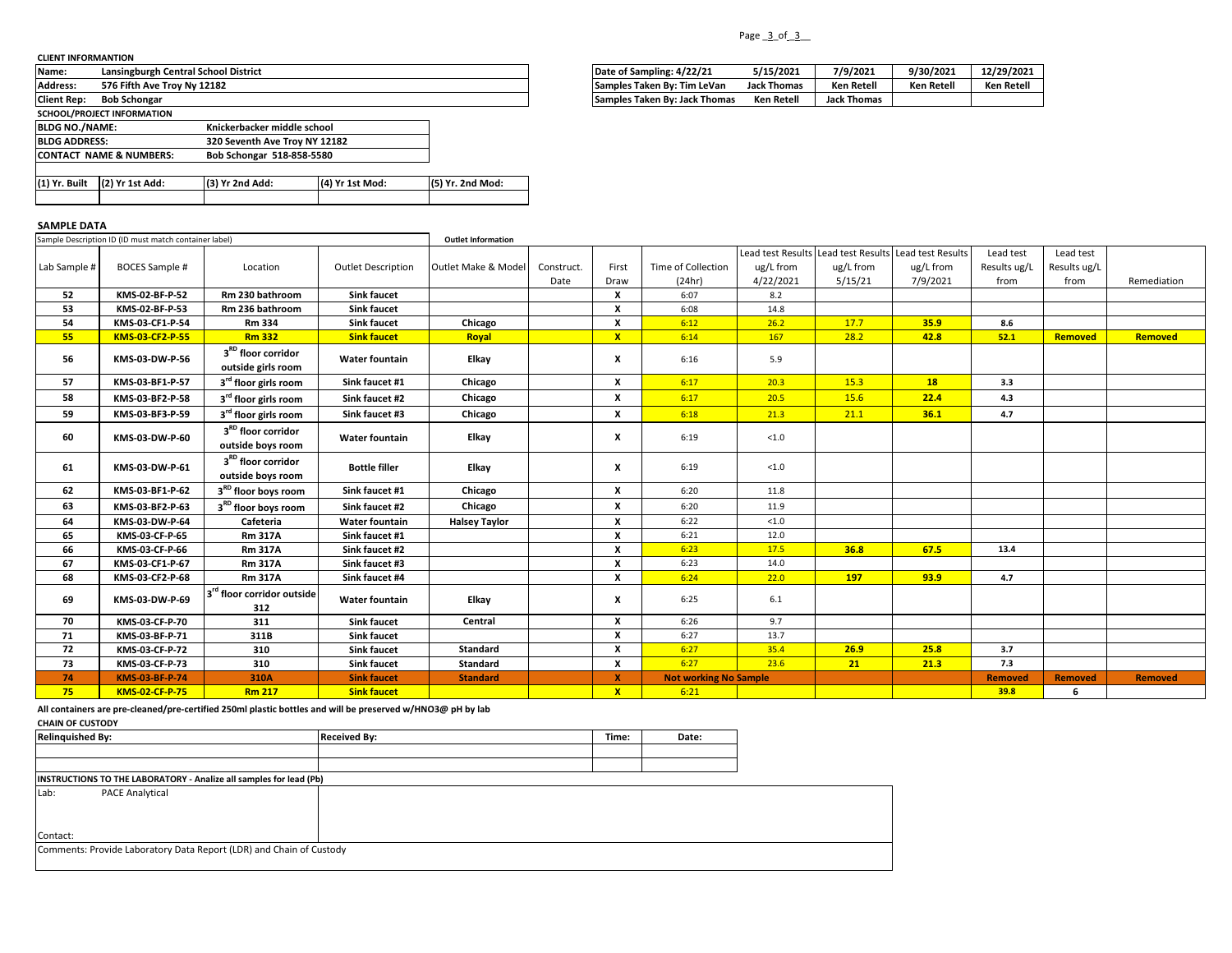**CLIENT INFORMANTION**

| | |
|---|---|
| **Name:** | **Lansingburgh Central School District** |
| **Address:** | **576 Fifth Ave Troy Ny 12182** |
| **Client Rep:** | **Bob Schongar** |

| | | | | | |
|---|---|---|---|---|---|
| **Date of Sampling: 4/22/21** | **5/15/2021** | **7/9/2021** | **9/30/2021** | **12/29/2021** |
| **Samples Taken By: Tim LeVan** | **Jack Thomas** | **Ken Retell** | **Ken Retell** | **Ken Retell** |
| **Samples Taken By: Jack Thomas** | **Ken Retell** | **Jack Thomas** | | |

**SCHOOL/PROJECT INFORMATION**

| | |
|---|---|
| **BLDG NO./NAME:** | **Knickerbacker middle school** |
| **BLDG ADDRESS:** | **320 Seventh Ave Troy NY 12182** |
| **CONTACT NAME & NUMBERS:** | **Bob Schongar 518-858-5580** |

| (1) Yr. Built | (2) Yr 1st Add: | (3) Yr 2nd Add: | (4) Yr 1st Mod: | (5) Yr. 2nd Mod: |
|---|---|---|---|---|
| | | | | |

**SAMPLE DATA**

Sample Description ID (ID must match container label) — Outlet Information

| Lab Sample # | BOCES Sample # | Location | Outlet Description | Outlet Make & Model | Construct. Date | First Draw | Time of Collection (24hr) | Lead test Results ug/L from 4/22/2021 | Lead test Results ug/L from 5/15/21 | Lead test Results ug/L from 7/9/2021 | Lead test Results ug/L from | Lead test Results ug/L from | Remediation |
|---|---|---|---|---|---|---|---|---|---|---|---|---|---|
| 52 | KMS-02-BF-P-52 | Rm 230 bathroom | Sink faucet | | | X | 6:07 | 8.2 | | | | | |
| 53 | KMS-02-BF-P-53 | Rm 236 bathroom | Sink faucet | | | X | 6:08 | 14.8 | | | | | |
| 54 | KMS-03-CF1-P-54 | Rm 334 | Sink faucet | Chicago | | X | 6:12 | 26.2 | 17.7 | 35.9 | 8.6 | | |
| 55 | KMS-03-CF2-P-55 | Rm 332 | Sink faucet | Royal | | X | 6:14 | 167 | 28.2 | 42.8 | 52.1 | Removed | Removed |
| 56 | KMS-03-DW-P-56 | 3RD floor corridor outside girls room | Water fountain | Elkay | | X | 6:16 | 5.9 | | | | | |
| 57 | KMS-03-BF1-P-57 | 3rd floor girls room | Sink faucet #1 | Chicago | | X | 6:17 | 20.3 | 15.3 | 18 | 3.3 | | |
| 58 | KMS-03-BF2-P-58 | 3rd floor girls room | Sink faucet #2 | Chicago | | X | 6:17 | 20.5 | 15.6 | 22.4 | 4.3 | | |
| 59 | KMS-03-BF3-P-59 | 3rd floor girls room | Sink faucet #3 | Chicago | | X | 6:18 | 21.3 | 21.1 | 36.1 | 4.7 | | |
| 60 | KMS-03-DW-P-60 | 3RD floor corridor outside boys room | Water fountain | Elkay | | X | 6:19 | <1.0 | | | | | |
| 61 | KMS-03-DW-P-61 | 3RD floor corridor outside boys room | Bottle filler | Elkay | | X | 6:19 | <1.0 | | | | | |
| 62 | KMS-03-BF1-P-62 | 3RD floor boys room | Sink faucet #1 | Chicago | | X | 6:20 | 11.8 | | | | | |
| 63 | KMS-03-BF2-P-63 | 3RD floor boys room | Sink faucet #2 | Chicago | | X | 6:20 | 11.9 | | | | | |
| 64 | KMS-03-DW-P-64 | Cafeteria | Water fountain | Halsey Taylor | | X | 6:22 | <1.0 | | | | | |
| 65 | KMS-03-CF-P-65 | Rm 317A | Sink faucet #1 | | | X | 6:21 | 12.0 | | | | | |
| 66 | KMS-03-CF-P-66 | Rm 317A | Sink faucet #2 | | | X | 6:23 | 17.5 | 36.8 | 67.5 | 13.4 | | |
| 67 | KMS-03-CF1-P-67 | Rm 317A | Sink faucet #3 | | | X | 6:23 | 14.0 | | | | | |
| 68 | KMS-03-CF2-P-68 | Rm 317A | Sink faucet #4 | | | X | 6:24 | 22.0 | 197 | 93.9 | 4.7 | | |
| 69 | KMS-03-DW-P-69 | 3rd floor corridor outside 312 | Water fountain | Elkay | | X | 6:25 | 6.1 | | | | | |
| 70 | KMS-03-CF-P-70 | 311 | Sink faucet | Central | | X | 6:26 | 9.7 | | | | | |
| 71 | KMS-03-BF-P-71 | 311B | Sink faucet | | | X | 6:27 | 13.7 | | | | | |
| 72 | KMS-03-CF-P-72 | 310 | Sink faucet | Standard | | X | 6:27 | 35.4 | 26.9 | 25.8 | 3.7 | | |
| 73 | KMS-03-CF-P-73 | 310 | Sink faucet | Standard | | X | 6:27 | 23.6 | 21 | 21.3 | 7.3 | | |
| 74 | KMS-03-BF-P-74 | 310A | Sink faucet | Standard | | X | Not working No Sample | | | | Removed | Removed | Removed |
| 75 | KMS-02-CF-P-75 | Rm 217 | Sink faucet | | | X | 6:21 | | | | 39.8 | 6 | |

**All containers are pre-cleaned/pre-certified 250ml plastic bottles and will be preserved w/HNO3@ pH by lab**

**CHAIN OF CUSTODY**

| Relinquished By: | Received By: | Time: | Date: |
|---|---|---|---|
| | | | |
| | | | |

**INSTRUCTIONS TO THE LABORATORY - Analize all samples for lead (Pb)**

Lab: PACE Analytical

Contact:

Comments: Provide Laboratory Data Report (LDR) and Chain of Custody